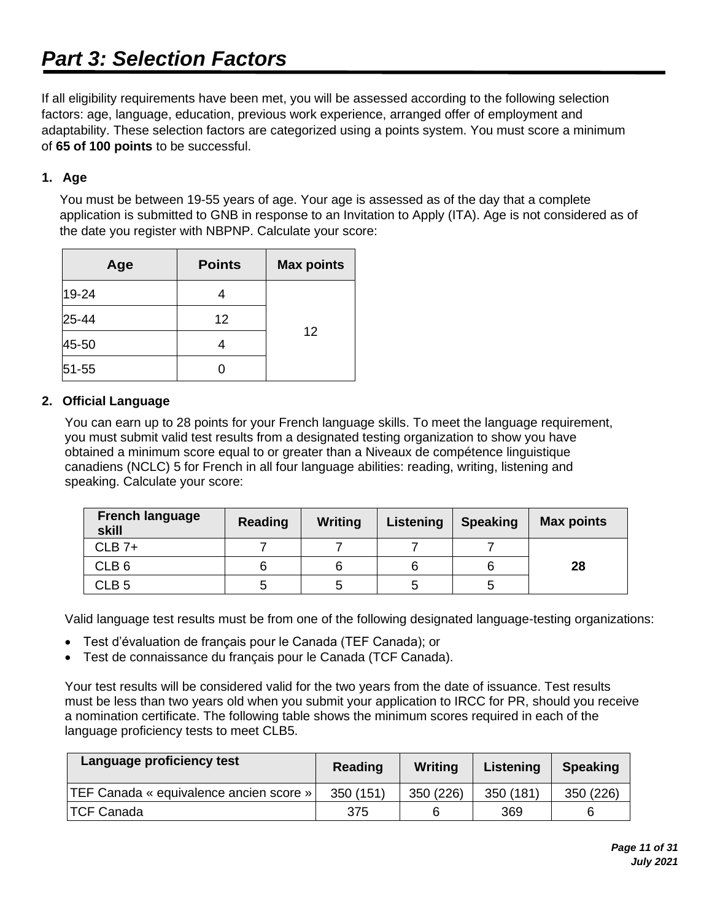# Part 3: Selection Factors

If all eligibility requirements have been met, you will be assessed according to the following selection factors: age, language, education, previous work experience, arranged offer of employment and adaptability. These selection factors are categorized using a points system. You must score a minimum of **65 of 100 points** to be successful.

### 1. Age

You must be between 19-55 years of age. Your age is assessed as of the day that a complete application is submitted to GNB in response to an Invitation to Apply (ITA). Age is not considered as of the date you register with NBPNP. Calculate your score:

| Age | Points | Max points |
|---|---|---|
| 19-24 | 4 | 12 |
| 25-44 | 12 | |
| 45-50 | 4 | |
| 51-55 | 0 | |

### 2. Official Language

You can earn up to 28 points for your French language skills. To meet the language requirement, you must submit valid test results from a designated testing organization to show you have obtained a minimum score equal to or greater than a Niveaux de compétence linguistique canadiens (NCLC) 5 for French in all four language abilities: reading, writing, listening and speaking. Calculate your score:

| French language skill | Reading | Writing | Listening | Speaking | Max points |
|---|---|---|---|---|---|
| CLB 7+ | 7 | 7 | 7 | 7 | **28** |
| CLB 6 | 6 | 6 | 6 | 6 | |
| CLB 5 | 5 | 5 | 5 | 5 | |

Valid language test results must be from one of the following designated language-testing organizations:

- Test d'évaluation de français pour le Canada (TEF Canada); or
- Test de connaissance du français pour le Canada (TCF Canada).

Your test results will be considered valid for the two years from the date of issuance. Test results must be less than two years old when you submit your application to IRCC for PR, should you receive a nomination certificate. The following table shows the minimum scores required in each of the language proficiency tests to meet CLB5.

| Language proficiency test | Reading | Writing | Listening | Speaking |
|---|---|---|---|---|
| TEF Canada « equivalence ancien score » | 350 (151) | 350 (226) | 350 (181) | 350 (226) |
| TCF Canada | 375 | 6 | 369 | 6 |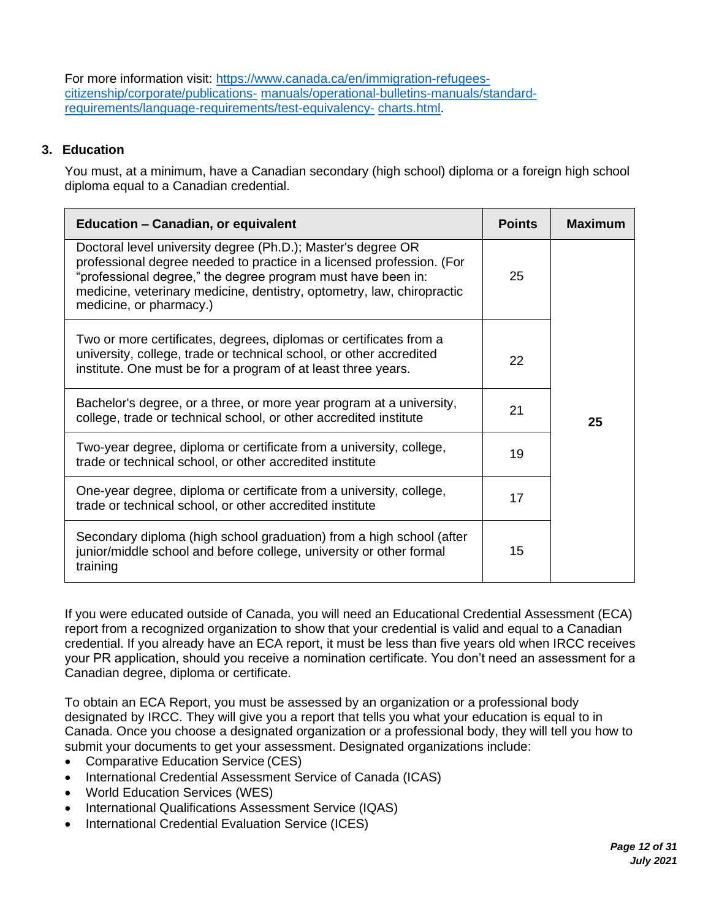For more information visit: [https://www.canada.ca/en/immigration-refugees-citizenship/corporate/publications- manuals/operational-bulletins-manuals/standard-requirements/language-requirements/test-equivalency- charts.html](https://www.canada.ca/en/immigration-refugees-citizenship/corporate/publications-manuals/operational-bulletins-manuals/standard-requirements/language-requirements/test-equivalency-charts.html).

### 3. Education

You must, at a minimum, have a Canadian secondary (high school) diploma or a foreign high school diploma equal to a Canadian credential.

| Education – Canadian, or equivalent | Points | Maximum |
|---|---|---|
| Doctoral level university degree (Ph.D.); Master's degree OR professional degree needed to practice in a licensed profession. (For "professional degree," the degree program must have been in: medicine, veterinary medicine, dentistry, optometry, law, chiropractic medicine, or pharmacy.) | 25 | 25 |
| Two or more certificates, degrees, diplomas or certificates from a university, college, trade or technical school, or other accredited institute. One must be for a program of at least three years. | 22 | |
| Bachelor's degree, or a three, or more year program at a university, college, trade or technical school, or other accredited institute | 21 | |
| Two-year degree, diploma or certificate from a university, college, trade or technical school, or other accredited institute | 19 | |
| One-year degree, diploma or certificate from a university, college, trade or technical school, or other accredited institute | 17 | |
| Secondary diploma (high school graduation) from a high school (after junior/middle school and before college, university or other formal training | 15 | |

If you were educated outside of Canada, you will need an Educational Credential Assessment (ECA) report from a recognized organization to show that your credential is valid and equal to a Canadian credential. If you already have an ECA report, it must be less than five years old when IRCC receives your PR application, should you receive a nomination certificate. You don't need an assessment for a Canadian degree, diploma or certificate.

To obtain an ECA Report, you must be assessed by an organization or a professional body designated by IRCC. They will give you a report that tells you what your education is equal to in Canada. Once you choose a designated organization or a professional body, they will tell you how to submit your documents to get your assessment. Designated organizations include:

- Comparative Education Service (CES)
- International Credential Assessment Service of Canada (ICAS)
- World Education Services (WES)
- International Qualifications Assessment Service (IQAS)
- International Credential Evaluation Service (ICES)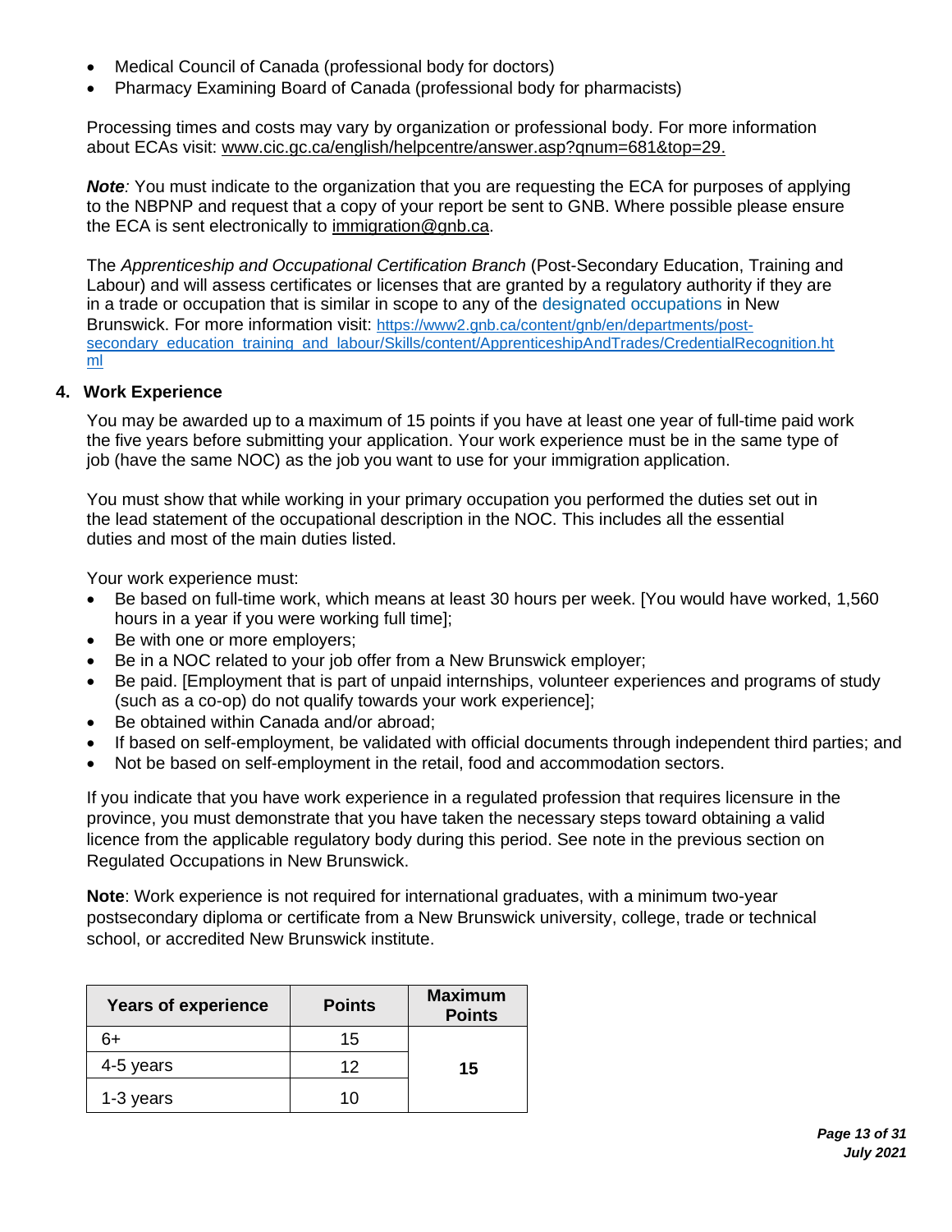- Medical Council of Canada (professional body for doctors)
- Pharmacy Examining Board of Canada (professional body for pharmacists)

Processing times and costs may vary by organization or professional body. For more information about ECAs visit: www.cic.gc.ca/english/helpcentre/answer.asp?qnum=681&top=29.

***Note**:* You must indicate to the organization that you are requesting the ECA for purposes of applying to the NBPNP and request that a copy of your report be sent to GNB. Where possible please ensure the ECA is sent electronically to immigration@gnb.ca.

The *Apprenticeship and Occupational Certification Branch* (Post-Secondary Education, Training and Labour) and will assess certificates or licenses that are granted by a regulatory authority if they are in a trade or occupation that is similar in scope to any of the designated occupations in New Brunswick. For more information visit: https://www2.gnb.ca/content/gnb/en/departments/post-secondary_education_training_and_labour/Skills/content/ApprenticeshipAndTrades/CredentialRecognition.html

## 4. Work Experience

You may be awarded up to a maximum of 15 points if you have at least one year of full-time paid work the five years before submitting your application. Your work experience must be in the same type of job (have the same NOC) as the job you want to use for your immigration application.

You must show that while working in your primary occupation you performed the duties set out in the lead statement of the occupational description in the NOC. This includes all the essential duties and most of the main duties listed.

Your work experience must:

- Be based on full-time work, which means at least 30 hours per week. [You would have worked, 1,560 hours in a year if you were working full time];
- Be with one or more employers;
- Be in a NOC related to your job offer from a New Brunswick employer;
- Be paid. [Employment that is part of unpaid internships, volunteer experiences and programs of study (such as a co-op) do not qualify towards your work experience];
- Be obtained within Canada and/or abroad;
- If based on self-employment, be validated with official documents through independent third parties; and
- Not be based on self-employment in the retail, food and accommodation sectors.

If you indicate that you have work experience in a regulated profession that requires licensure in the province, you must demonstrate that you have taken the necessary steps toward obtaining a valid licence from the applicable regulatory body during this period. See note in the previous section on Regulated Occupations in New Brunswick.

**Note**: Work experience is not required for international graduates, with a minimum two-year postsecondary diploma or certificate from a New Brunswick university, college, trade or technical school, or accredited New Brunswick institute.

| Years of experience | Points | Maximum Points |
|---|---|---|
| 6+ | 15 | 15 |
| 4-5 years | 12 | |
| 1-3 years | 10 | |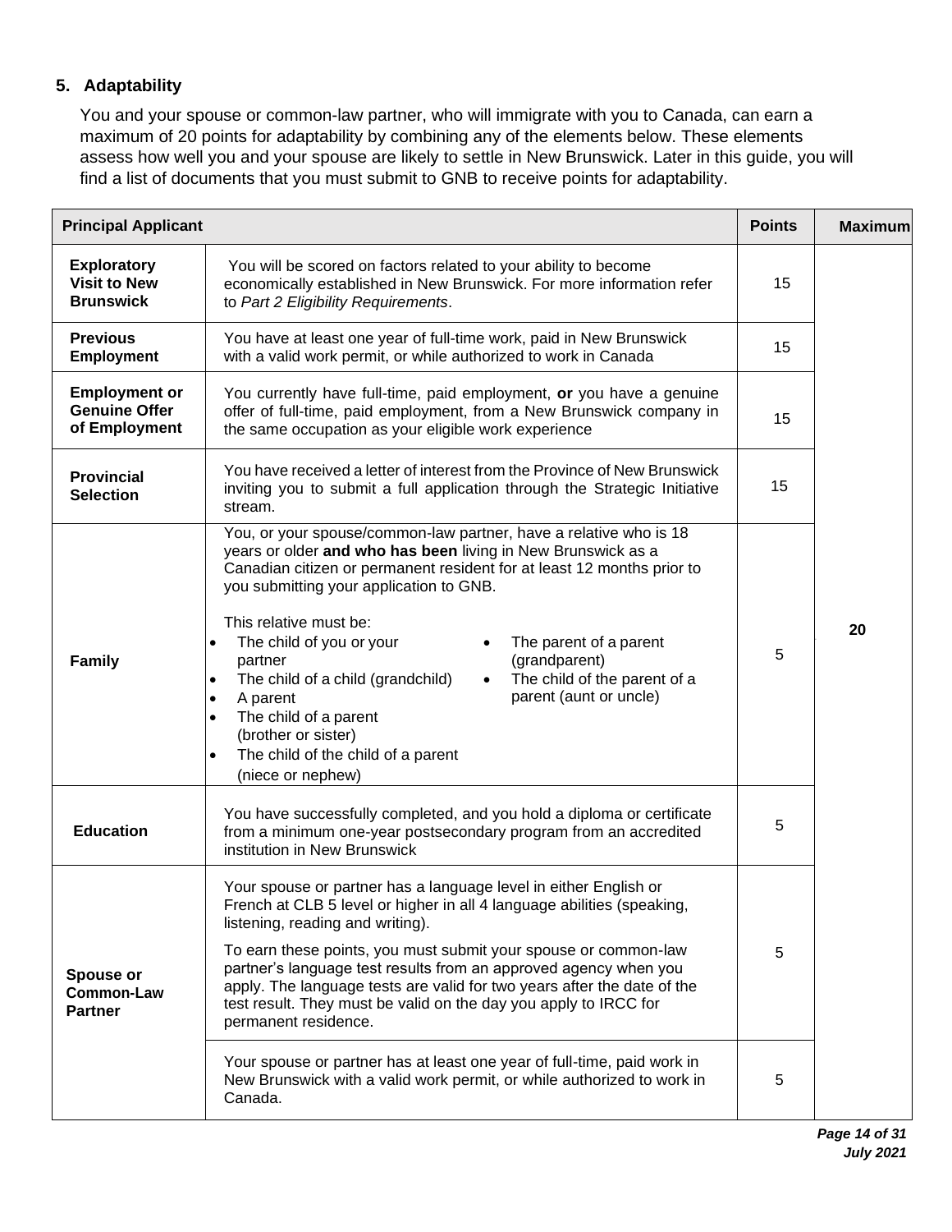## 5. Adaptability

You and your spouse or common-law partner, who will immigrate with you to Canada, can earn a maximum of 20 points for adaptability by combining any of the elements below. These elements assess how well you and your spouse are likely to settle in New Brunswick. Later in this guide, you will find a list of documents that you must submit to GNB to receive points for adaptability.

| Principal Applicant | | Points | Maximum |
|---|---|---|---|
| **Exploratory Visit to New Brunswick** | You will be scored on factors related to your ability to become economically established in New Brunswick. For more information refer to *Part 2 Eligibility Requirements*. | 15 | 20 |
| **Previous Employment** | You have at least one year of full-time work, paid in New Brunswick with a valid work permit, or while authorized to work in Canada | 15 | |
| **Employment or Genuine Offer of Employment** | You currently have full-time, paid employment, **or** you have a genuine offer of full-time, paid employment, from a New Brunswick company in the same occupation as your eligible work experience | 15 | |
| **Provincial Selection** | You have received a letter of interest from the Province of New Brunswick inviting you to submit a full application through the Strategic Initiative stream. | 15 | |
| **Family** | You, or your spouse/common-law partner, have a relative who is 18 years or older **and who has been** living in New Brunswick as a Canadian citizen or permanent resident for at least 12 months prior to you submitting your application to GNB.<br><br>This relative must be:<br>• The child of you or your partner<br>• The child of a child (grandchild)<br>• A parent<br>• The child of a parent (brother or sister)<br>• The child of the child of a parent (niece or nephew)<br>• The parent of a parent (grandparent)<br>• The child of the parent of a parent (aunt or uncle) | 5 | |
| **Education** | You have successfully completed, and you hold a diploma or certificate from a minimum one-year postsecondary program from an accredited institution in New Brunswick | 5 | |
| **Spouse or Common-Law Partner** | Your spouse or partner has a language level in either English or French at CLB 5 level or higher in all 4 language abilities (speaking, listening, reading and writing).<br><br>To earn these points, you must submit your spouse or common-law partner's language test results from an approved agency when you apply. The language tests are valid for two years after the date of the test result. They must be valid on the day you apply to IRCC for permanent residence. | 5 | |
| | Your spouse or partner has at least one year of full-time, paid work in New Brunswick with a valid work permit, or while authorized to work in Canada. | 5 | |